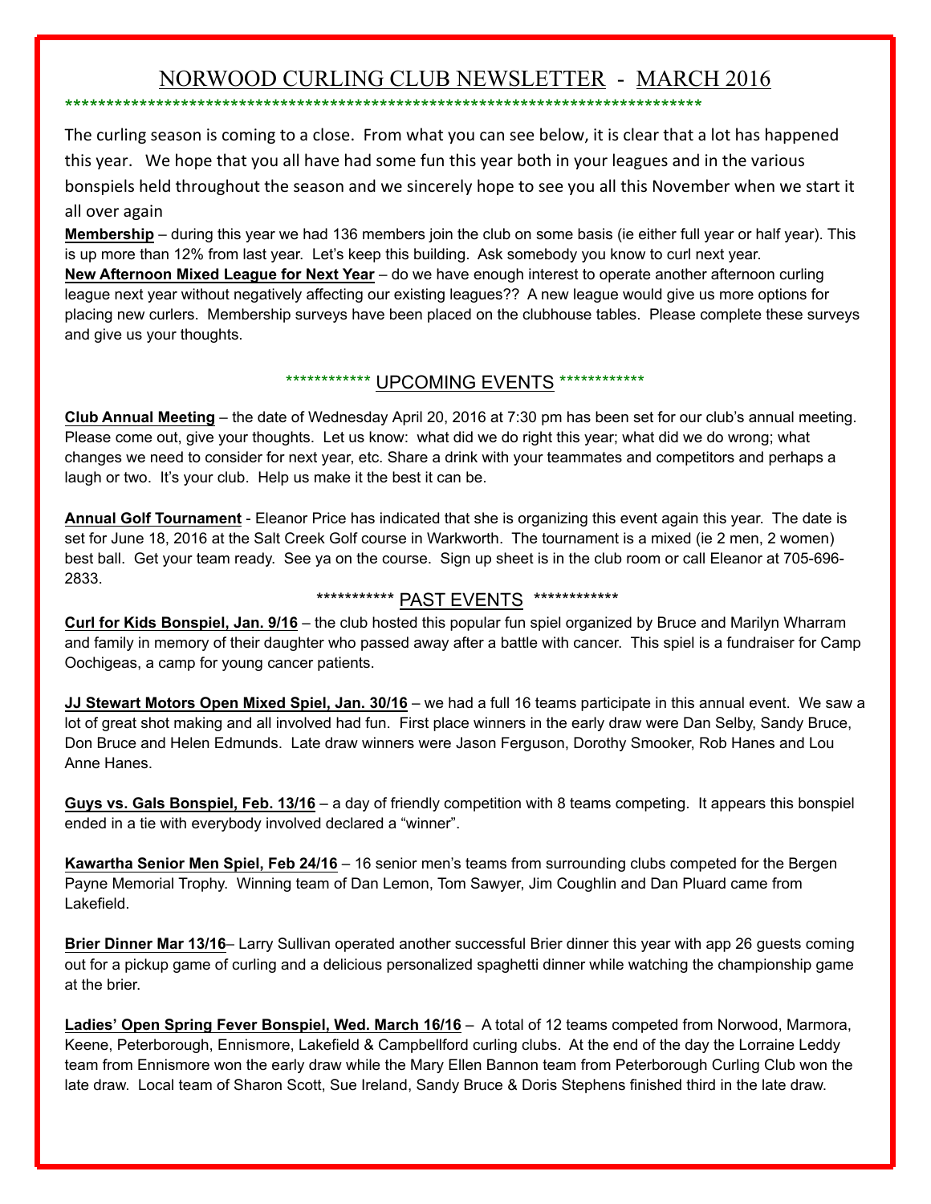# NORWOOD CURLING CLUB NEWSLETTER - MARCH 2016

*******************************************************************************

The curling season is coming to a close. From what you can see below, it is clear that a lot has happened this year. We hope that you all have had some fun this year both in your leagues and in the various bonspiels held throughout the season and we sincerely hope to see you all this November when we start it all over again

**Membership** – during this year we had 136 members join the club on some basis (ie either full year or half year). This is up more than 12% from last year. Let's keep this building. Ask somebody you know to curl next year.

**New Afternoon Mixed League for Next Year** – do we have enough interest to operate another afternoon curling league next year without negatively affecting our existing leagues?? A new league would give us more options for placing new curlers. Membership surveys have been placed on the clubhouse tables. Please complete these surveys and give us your thoughts.

## ************ UPCOMING EVENTS ************

**Club Annual Meeting** – the date of Wednesday April 20, 2016 at 7:30 pm has been set for our club's annual meeting. Please come out, give your thoughts. Let us know: what did we do right this year; what did we do wrong; what changes we need to consider for next year, etc. Share a drink with your teammates and competitors and perhaps a laugh or two. It's your club. Help us make it the best it can be.

**Annual Golf Tournament** - Eleanor Price has indicated that she is organizing this event again this year. The date is set for June 18, 2016 at the Salt Creek Golf course in Warkworth. The tournament is a mixed (ie 2 men, 2 women) best ball. Get your team ready. See ya on the course. Sign up sheet is in the club room or call Eleanor at 705-696-2833.

## *********** PAST EVENTS ************

**Curl for Kids Bonspiel, Jan. 9/16** – the club hosted this popular fun spiel organized by Bruce and Marilyn Wharram and family in memory of their daughter who passed away after a battle with cancer. This spiel is a fundraiser for Camp Oochigeas, a camp for young cancer patients.

**JJ Stewart Motors Open Mixed Spiel, Jan. 30/16** – we had a full 16 teams participate in this annual event. We saw a lot of great shot making and all involved had fun. First place winners in the early draw were Dan Selby, Sandy Bruce, Don Bruce and Helen Edmunds. Late draw winners were Jason Ferguson, Dorothy Smooker, Rob Hanes and Lou Anne Hanes.

**Guys vs. Gals Bonspiel, Feb. 13/16** – a day of friendly competition with 8 teams competing. It appears this bonspiel ended in a tie with everybody involved declared a "winner".

**Kawartha Senior Men Spiel, Feb 24/16** – 16 senior men's teams from surrounding clubs competed for the Bergen Payne Memorial Trophy. Winning team of Dan Lemon, Tom Sawyer, Jim Coughlin and Dan Pluard came from Lakefield.

**Brier Dinner Mar 13/16**– Larry Sullivan operated another successful Brier dinner this year with app 26 guests coming out for a pickup game of curling and a delicious personalized spaghetti dinner while watching the championship game at the brier.

**Ladies' Open Spring Fever Bonspiel, Wed. March 16/16** – A total of 12 teams competed from Norwood, Marmora, Keene, Peterborough, Ennismore, Lakefield & Campbellford curling clubs. At the end of the day the Lorraine Leddy team from Ennismore won the early draw while the Mary Ellen Bannon team from Peterborough Curling Club won the late draw. Local team of Sharon Scott, Sue Ireland, Sandy Bruce & Doris Stephens finished third in the late draw.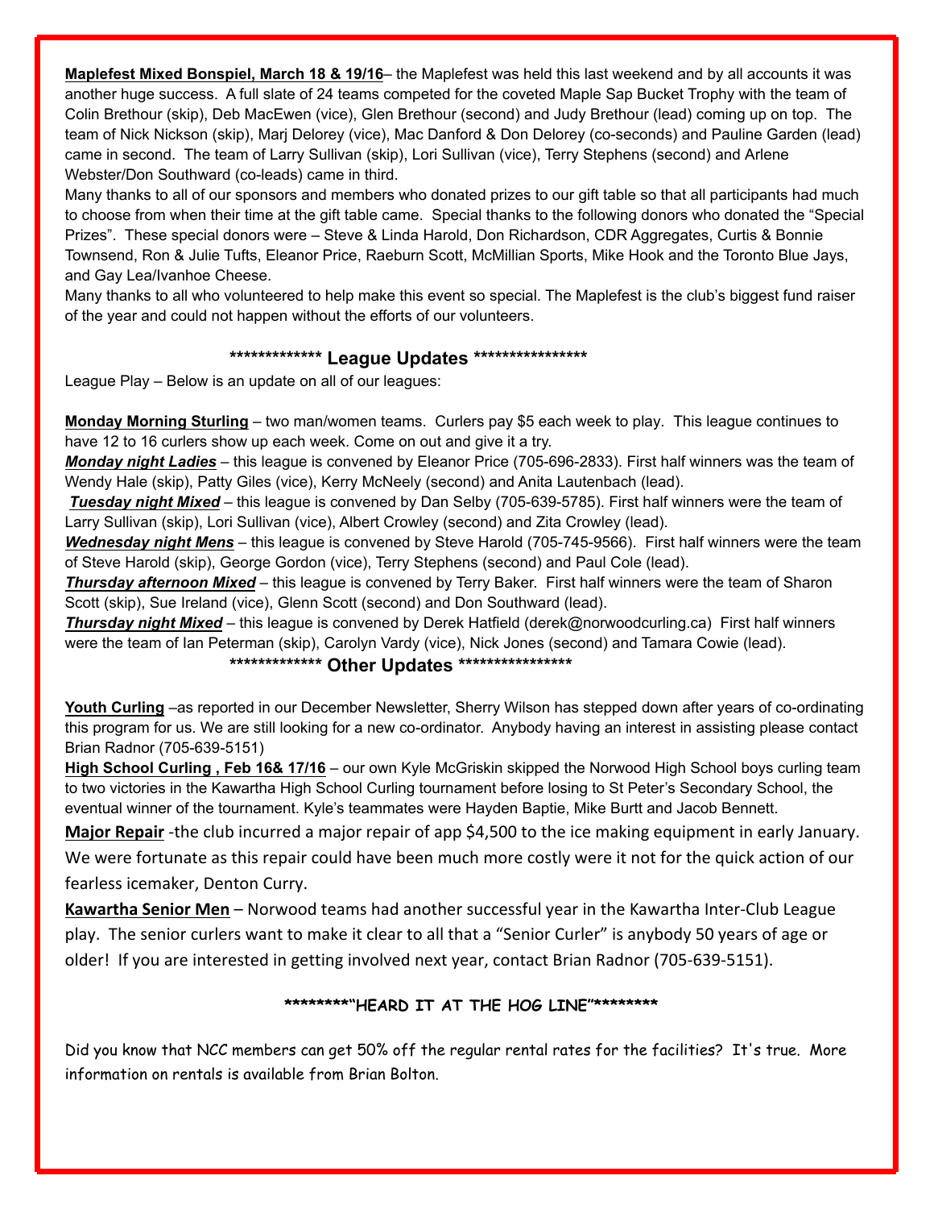**Maplefest Mixed Bonspiel, March 18 & 19/16**– the Maplefest was held this last weekend and by all accounts it was another huge success. A full slate of 24 teams competed for the coveted Maple Sap Bucket Trophy with the team of Colin Brethour (skip), Deb MacEwen (vice), Glen Brethour (second) and Judy Brethour (lead) coming up on top. The team of Nick Nickson (skip), Marj Delorey (vice), Mac Danford & Don Delorey (co-seconds) and Pauline Garden (lead) came in second. The team of Larry Sullivan (skip), Lori Sullivan (vice), Terry Stephens (second) and Arlene Webster/Don Southward (co-leads) came in third.

Many thanks to all of our sponsors and members who donated prizes to our gift table so that all participants had much to choose from when their time at the gift table came. Special thanks to the following donors who donated the "Special Prizes". These special donors were – Steve & Linda Harold, Don Richardson, CDR Aggregates, Curtis & Bonnie Townsend, Ron & Julie Tufts, Eleanor Price, Raeburn Scott, McMillian Sports, Mike Hook and the Toronto Blue Jays, and Gay Lea/Ivanhoe Cheese.

Many thanks to all who volunteered to help make this event so special. The Maplefest is the club's biggest fund raiser of the year and could not happen without the efforts of our volunteers.

## ************* League Updates ****************

League Play – Below is an update on all of our leagues:

**Monday Morning Sturling** – two man/women teams. Curlers pay $5 each week to play. This league continues to have 12 to 16 curlers show up each week. Come on out and give it a try.

***Monday night Ladies*** – this league is convened by Eleanor Price (705-696-2833). First half winners was the team of Wendy Hale (skip), Patty Giles (vice), Kerry McNeely (second) and Anita Lautenbach (lead).

***Tuesday night Mixed*** – this league is convened by Dan Selby (705-639-5785). First half winners were the team of Larry Sullivan (skip), Lori Sullivan (vice), Albert Crowley (second) and Zita Crowley (lead).

***Wednesday night Mens*** – this league is convened by Steve Harold (705-745-9566). First half winners were the team of Steve Harold (skip), George Gordon (vice), Terry Stephens (second) and Paul Cole (lead).

***Thursday afternoon Mixed*** – this league is convened by Terry Baker. First half winners were the team of Sharon Scott (skip), Sue Ireland (vice), Glenn Scott (second) and Don Southward (lead).

***Thursday night Mixed*** – this league is convened by Derek Hatfield (derek@norwoodcurling.ca) First half winners were the team of Ian Peterman (skip), Carolyn Vardy (vice), Nick Jones (second) and Tamara Cowie (lead).

## ************* Other Updates ****************

**Youth Curling** –as reported in our December Newsletter, Sherry Wilson has stepped down after years of co-ordinating this program for us. We are still looking for a new co-ordinator. Anybody having an interest in assisting please contact Brian Radnor (705-639-5151)

**High School Curling , Feb 16& 17/16** – our own Kyle McGriskin skipped the Norwood High School boys curling team to two victories in the Kawartha High School Curling tournament before losing to St Peter's Secondary School, the eventual winner of the tournament. Kyle's teammates were Hayden Baptie, Mike Burtt and Jacob Bennett.

**Major Repair** -the club incurred a major repair of app $4,500 to the ice making equipment in early January. We were fortunate as this repair could have been much more costly were it not for the quick action of our fearless icemaker, Denton Curry.

**Kawartha Senior Men** – Norwood teams had another successful year in the Kawartha Inter-Club League play. The senior curlers want to make it clear to all that a "Senior Curler" is anybody 50 years of age or older! If you are interested in getting involved next year, contact Brian Radnor (705-639-5151).

## ********"HEARD IT AT THE HOG LINE"********

Did you know that NCC members can get 50% off the regular rental rates for the facilities? It's true. More information on rentals is available from Brian Bolton.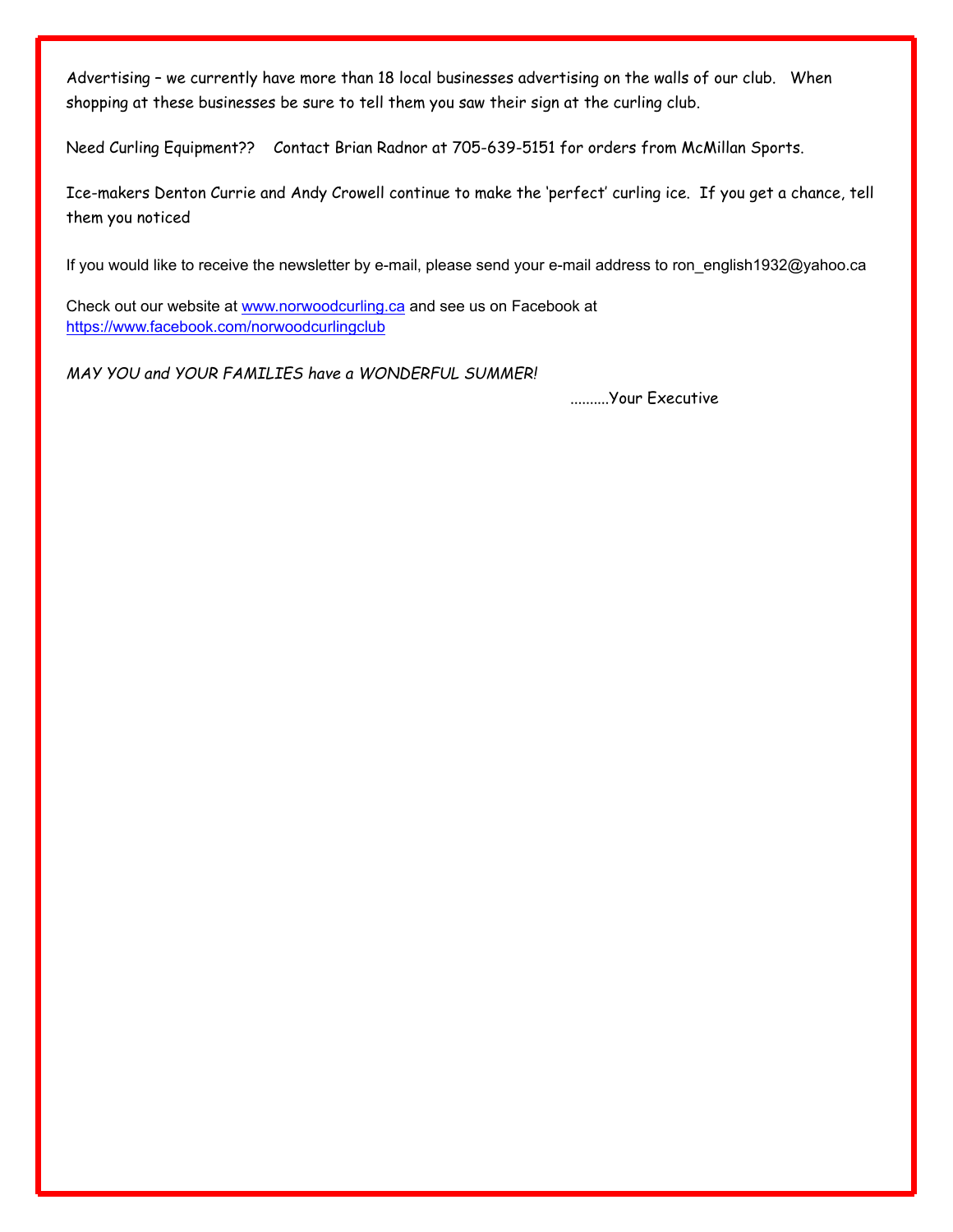Advertising – we currently have more than 18 local businesses advertising on the walls of our club. When shopping at these businesses be sure to tell them you saw their sign at the curling club.

Need Curling Equipment?? Contact Brian Radnor at 705-639-5151 for orders from McMillan Sports.

Ice-makers Denton Currie and Andy Crowell continue to make the 'perfect' curling ice. If you get a chance, tell them you noticed

If you would like to receive the newsletter by e-mail, please send your e-mail address to ron_english1932@yahoo.ca

Check out our website at [www.norwoodcurling.ca](http://www.norwoodcurling.ca) and see us on Facebook at [https://www.facebook.com/norwoodcurlingclub](https://www.facebook.com/norwoodcurlingclub)

*MAY YOU and YOUR FAMILIES have a WONDERFUL SUMMER!*

..........Your Executive